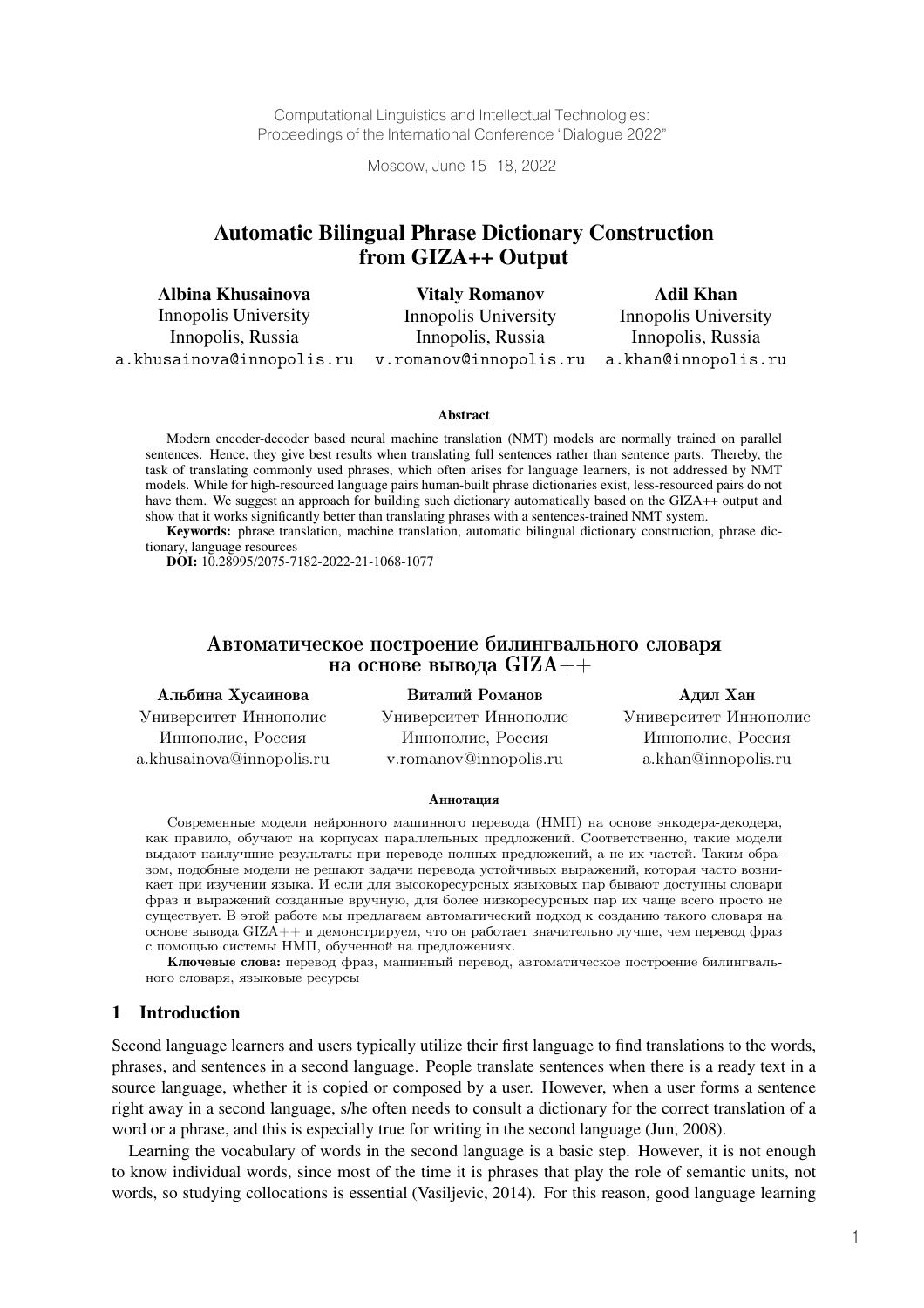Computational Linguistics and Intellectual Technologies:
Proceedings of the International Conference "Dialogue 2022"

Moscow, June 15–18, 2022

# Automatic Bilingual Phrase Dictionary Construction from GIZA++ Output

**Albina Khusainova**
Innopolis University
Innopolis, Russia
a.khusainova@innopolis.ru

**Vitaly Romanov**
Innopolis University
Innopolis, Russia
v.romanov@innopolis.ru

**Adil Khan**
Innopolis University
Innopolis, Russia
a.khan@innopolis.ru

### Abstract

Modern encoder-decoder based neural machine translation (NMT) models are normally trained on parallel sentences. Hence, they give best results when translating full sentences rather than sentence parts. Thereby, the task of translating commonly used phrases, which often arises for language learners, is not addressed by NMT models. While for high-resourced language pairs human-built phrase dictionaries exist, less-resourced pairs do not have them. We suggest an approach for building such dictionary automatically based on the GIZA++ output and show that it works significantly better than translating phrases with a sentences-trained NMT system.

**Keywords:** phrase translation, machine translation, automatic bilingual dictionary construction, phrase dictionary, language resources

**DOI:** 10.28995/2075-7182-2022-21-1068-1077

# Автоматическое построение билингвального словаря на основе вывода GIZA++

**Альбина Хусаинова**
Университет Иннополис
Иннополис, Россия
a.khusainova@innopolis.ru

**Виталий Романов**
Университет Иннополис
Иннополис, Россия
v.romanov@innopolis.ru

**Адил Хан**
Университет Иннополис
Иннополис, Россия
a.khan@innopolis.ru

### Аннотация

Современные модели нейронного машинного перевода (НМП) на основе энкодера-декодера, как правило, обучают на корпусах параллельных предложений. Соответственно, такие модели выдают наилучшие результаты при переводе полных предложений, а не их частей. Таким образом, подобные модели не решают задачи перевода устойчивых выражений, которая часто возникает при изучении языка. И если для высокоресурсных языковых пар бывают доступны словари фраз и выражений созданные вручную, для более низкоресурсных пар их чаще всего просто не существует. В этой работе мы предлагаем автоматический подход к созданию такого словаря на основе вывода GIZA++ и демонстрируем, что он работает значительно лучше, чем перевод фраз с помощью системы НМП, обученной на предложениях.

**Ключевые слова:** перевод фраз, машинный перевод, автоматическое построение билингвального словаря, языковые ресурсы

## 1 Introduction

Second language learners and users typically utilize their first language to find translations to the words, phrases, and sentences in a second language. People translate sentences when there is a ready text in a source language, whether it is copied or composed by a user. However, when a user forms a sentence right away in a second language, s/he often needs to consult a dictionary for the correct translation of a word or a phrase, and this is especially true for writing in the second language (Jun, 2008).

Learning the vocabulary of words in the second language is a basic step. However, it is not enough to know individual words, since most of the time it is phrases that play the role of semantic units, not words, so studying collocations is essential (Vasiljevic, 2014). For this reason, good language learning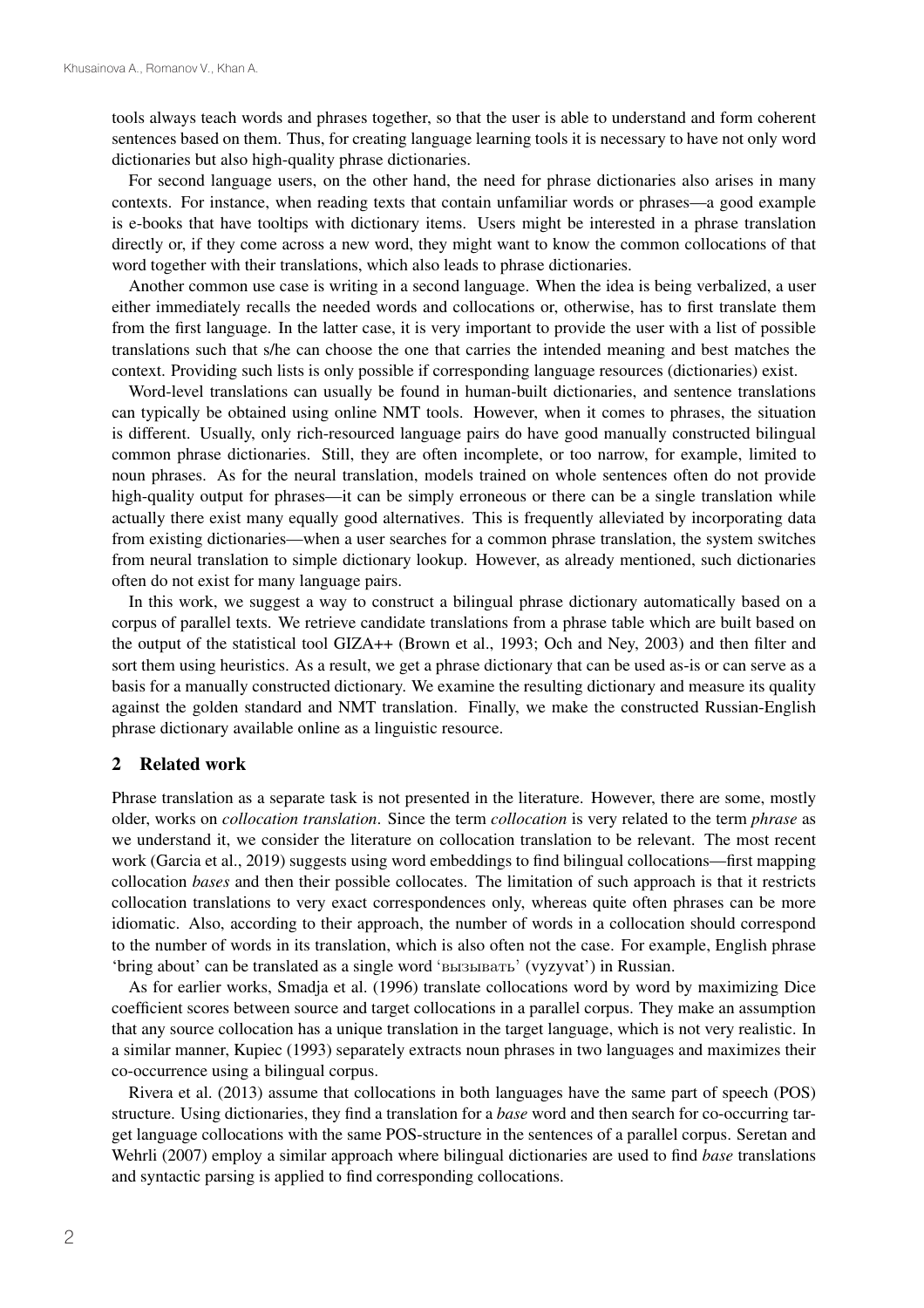tools always teach words and phrases together, so that the user is able to understand and form coherent sentences based on them. Thus, for creating language learning tools it is necessary to have not only word dictionaries but also high-quality phrase dictionaries.

For second language users, on the other hand, the need for phrase dictionaries also arises in many contexts. For instance, when reading texts that contain unfamiliar words or phrases—a good example is e-books that have tooltips with dictionary items. Users might be interested in a phrase translation directly or, if they come across a new word, they might want to know the common collocations of that word together with their translations, which also leads to phrase dictionaries.

Another common use case is writing in a second language. When the idea is being verbalized, a user either immediately recalls the needed words and collocations or, otherwise, has to first translate them from the first language. In the latter case, it is very important to provide the user with a list of possible translations such that s/he can choose the one that carries the intended meaning and best matches the context. Providing such lists is only possible if corresponding language resources (dictionaries) exist.

Word-level translations can usually be found in human-built dictionaries, and sentence translations can typically be obtained using online NMT tools. However, when it comes to phrases, the situation is different. Usually, only rich-resourced language pairs do have good manually constructed bilingual common phrase dictionaries. Still, they are often incomplete, or too narrow, for example, limited to noun phrases. As for the neural translation, models trained on whole sentences often do not provide high-quality output for phrases—it can be simply erroneous or there can be a single translation while actually there exist many equally good alternatives. This is frequently alleviated by incorporating data from existing dictionaries—when a user searches for a common phrase translation, the system switches from neural translation to simple dictionary lookup. However, as already mentioned, such dictionaries often do not exist for many language pairs.

In this work, we suggest a way to construct a bilingual phrase dictionary automatically based on a corpus of parallel texts. We retrieve candidate translations from a phrase table which are built based on the output of the statistical tool GIZA++ (Brown et al., 1993; Och and Ney, 2003) and then filter and sort them using heuristics. As a result, we get a phrase dictionary that can be used as-is or can serve as a basis for a manually constructed dictionary. We examine the resulting dictionary and measure its quality against the golden standard and NMT translation. Finally, we make the constructed Russian-English phrase dictionary available online as a linguistic resource.

## 2 Related work

Phrase translation as a separate task is not presented in the literature. However, there are some, mostly older, works on *collocation translation*. Since the term *collocation* is very related to the term *phrase* as we understand it, we consider the literature on collocation translation to be relevant. The most recent work (Garcia et al., 2019) suggests using word embeddings to find bilingual collocations—first mapping collocation *bases* and then their possible collocates. The limitation of such approach is that it restricts collocation translations to very exact correspondences only, whereas quite often phrases can be more idiomatic. Also, according to their approach, the number of words in a collocation should correspond to the number of words in its translation, which is also often not the case. For example, English phrase 'bring about' can be translated as a single word 'вызывать' (vyzyvat') in Russian.

As for earlier works, Smadja et al. (1996) translate collocations word by word by maximizing Dice coefficient scores between source and target collocations in a parallel corpus. They make an assumption that any source collocation has a unique translation in the target language, which is not very realistic. In a similar manner, Kupiec (1993) separately extracts noun phrases in two languages and maximizes their co-occurrence using a bilingual corpus.

Rivera et al. (2013) assume that collocations in both languages have the same part of speech (POS) structure. Using dictionaries, they find a translation for a *base* word and then search for co-occurring target language collocations with the same POS-structure in the sentences of a parallel corpus. Seretan and Wehrli (2007) employ a similar approach where bilingual dictionaries are used to find *base* translations and syntactic parsing is applied to find corresponding collocations.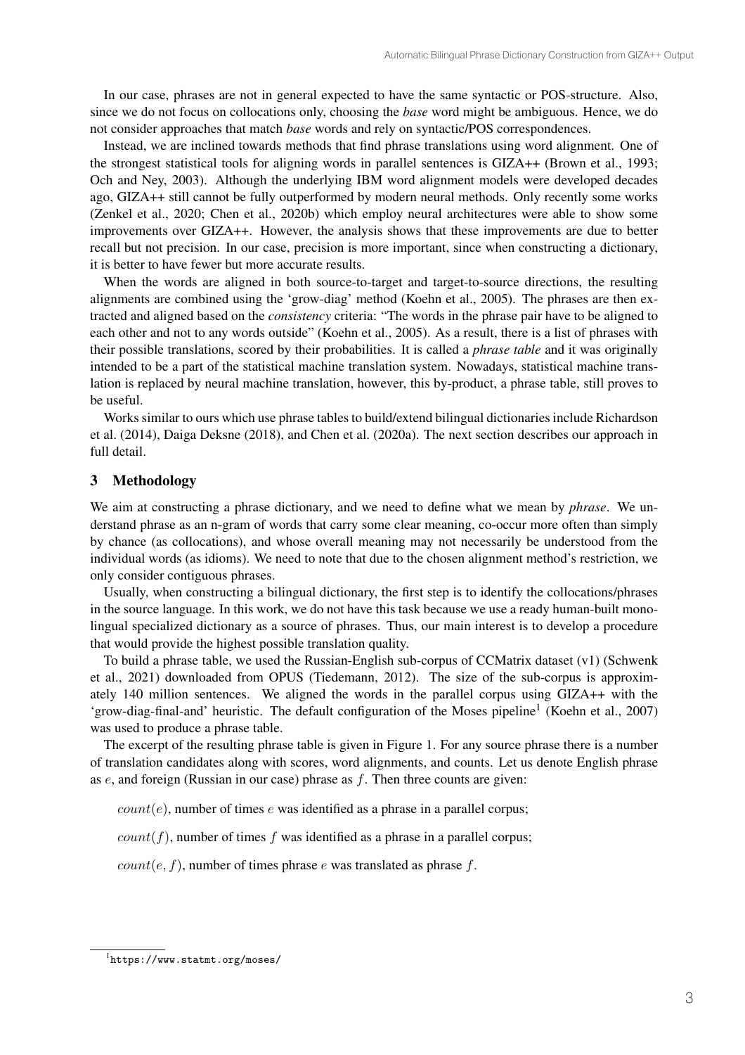In our case, phrases are not in general expected to have the same syntactic or POS-structure. Also, since we do not focus on collocations only, choosing the *base* word might be ambiguous. Hence, we do not consider approaches that match *base* words and rely on syntactic/POS correspondences.

Instead, we are inclined towards methods that find phrase translations using word alignment. One of the strongest statistical tools for aligning words in parallel sentences is GIZA++ (Brown et al., 1993; Och and Ney, 2003). Although the underlying IBM word alignment models were developed decades ago, GIZA++ still cannot be fully outperformed by modern neural methods. Only recently some works (Zenkel et al., 2020; Chen et al., 2020b) which employ neural architectures were able to show some improvements over GIZA++. However, the analysis shows that these improvements are due to better recall but not precision. In our case, precision is more important, since when constructing a dictionary, it is better to have fewer but more accurate results.

When the words are aligned in both source-to-target and target-to-source directions, the resulting alignments are combined using the 'grow-diag' method (Koehn et al., 2005). The phrases are then extracted and aligned based on the *consistency* criteria: "The words in the phrase pair have to be aligned to each other and not to any words outside" (Koehn et al., 2005). As a result, there is a list of phrases with their possible translations, scored by their probabilities. It is called a *phrase table* and it was originally intended to be a part of the statistical machine translation system. Nowadays, statistical machine translation is replaced by neural machine translation, however, this by-product, a phrase table, still proves to be useful.

Works similar to ours which use phrase tables to build/extend bilingual dictionaries include Richardson et al. (2014), Daiga Deksne (2018), and Chen et al. (2020a). The next section describes our approach in full detail.

## 3 Methodology

We aim at constructing a phrase dictionary, and we need to define what we mean by *phrase*. We understand phrase as an n-gram of words that carry some clear meaning, co-occur more often than simply by chance (as collocations), and whose overall meaning may not necessarily be understood from the individual words (as idioms). We need to note that due to the chosen alignment method's restriction, we only consider contiguous phrases.

Usually, when constructing a bilingual dictionary, the first step is to identify the collocations/phrases in the source language. In this work, we do not have this task because we use a ready human-built monolingual specialized dictionary as a source of phrases. Thus, our main interest is to develop a procedure that would provide the highest possible translation quality.

To build a phrase table, we used the Russian-English sub-corpus of CCMatrix dataset (v1) (Schwenk et al., 2021) downloaded from OPUS (Tiedemann, 2012). The size of the sub-corpus is approximately 140 million sentences. We aligned the words in the parallel corpus using GIZA++ with the 'grow-diag-final-and' heuristic. The default configuration of the Moses pipeline[1] (Koehn et al., 2007) was used to produce a phrase table.

The excerpt of the resulting phrase table is given in Figure 1. For any source phrase there is a number of translation candidates along with scores, word alignments, and counts. Let us denote English phrase as $e$, and foreign (Russian in our case) phrase as $f$. Then three counts are given:

$count(e)$, number of times $e$ was identified as a phrase in a parallel corpus;

$count(f)$, number of times $f$ was identified as a phrase in a parallel corpus;

$count(e, f)$, number of times phrase $e$ was translated as phrase $f$.

[1] https://www.statmt.org/moses/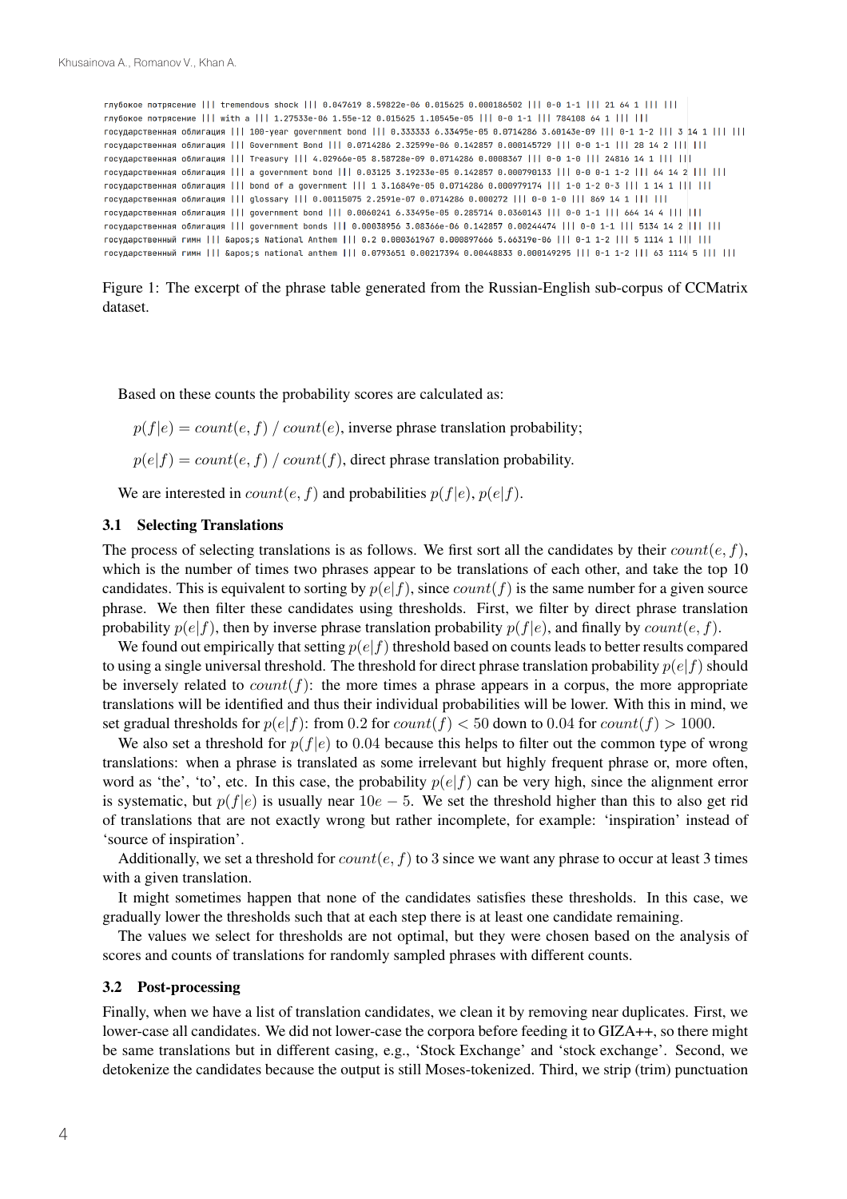```
глубокое потрясение ||| tremendous shock ||| 0.047619 8.59822e-06 0.015625 0.000186502 ||| 0-0 1-1 ||| 21 64 1 ||| |||
глубокое потрясение ||| with a ||| 1.27533e-06 1.55e-12 0.015625 1.10545e-05 ||| 0-0 1-1 ||| 784108 64 1 ||| |||
государственная облигация ||| 100-year government bond ||| 0.333333 6.33495e-05 0.0714286 3.60143e-09 ||| 0-1 1-2 ||| 3 14 1 ||| |||
государственная облигация ||| Government Bond ||| 0.0714286 2.32599e-06 0.142857 0.000145729 ||| 0-0 1-1 ||| 28 14 2 ||| |||
государственная облигация ||| Treasury ||| 4.02966e-05 8.58728e-09 0.0714286 0.0008367 ||| 0-0 1-0 ||| 24816 14 1 ||| |||
государственная облигация ||| a government bond ||| 0.03125 3.19233e-05 0.142857 0.000790133 ||| 0-0 0-1 1-2 ||| 64 14 2 ||| |||
государственная облигация ||| bond of a government ||| 1 3.16849e-05 0.0714286 0.000979174 ||| 1-0 1-2 0-3 ||| 1 14 1 ||| |||
государственная облигация ||| glossary ||| 0.00115075 2.2591e-07 0.0714286 0.000272 ||| 0-0 1-0 ||| 869 14 1 ||| |||
государственная облигация ||| government bond ||| 0.0060241 6.33495e-05 0.285714 0.0360143 ||| 0-0 1-1 ||| 664 14 4 ||| |||
государственная облигация ||| government bonds ||| 0.00038956 3.08366e-06 0.142857 0.00244474 ||| 0-0 1-1 ||| 5134 14 2 ||| |||
государственный гимн ||| &apos;s National Anthem ||| 0.2 0.000361967 0.000897666 5.66319e-06 ||| 0-1 1-2 ||| 5 1114 1 ||| |||
государственный гимн ||| &apos;s national anthem ||| 0.0793651 0.00217394 0.00448833 0.000149295 ||| 0-1 1-2 ||| 63 1114 5 ||| |||
```

Figure 1: The excerpt of the phrase table generated from the Russian-English sub-corpus of CCMatrix dataset.

Based on these counts the probability scores are calculated as:

$p(f|e) = count(e, f) \;/\; count(e)$, inverse phrase translation probability;

$p(e|f) = count(e, f) \;/\; count(f)$, direct phrase translation probability.

We are interested in $count(e, f)$ and probabilities $p(f|e)$, $p(e|f)$.

### 3.1 Selecting Translations

The process of selecting translations is as follows. We first sort all the candidates by their $count(e, f)$, which is the number of times two phrases appear to be translations of each other, and take the top 10 candidates. This is equivalent to sorting by $p(e|f)$, since $count(f)$ is the same number for a given source phrase. We then filter these candidates using thresholds. First, we filter by direct phrase translation probability $p(e|f)$, then by inverse phrase translation probability $p(f|e)$, and finally by $count(e, f)$.

We found out empirically that setting $p(e|f)$ threshold based on counts leads to better results compared to using a single universal threshold. The threshold for direct phrase translation probability $p(e|f)$ should be inversely related to $count(f)$: the more times a phrase appears in a corpus, the more appropriate translations will be identified and thus their individual probabilities will be lower. With this in mind, we set gradual thresholds for $p(e|f)$: from 0.2 for $count(f) < 50$ down to 0.04 for $count(f) > 1000$.

We also set a threshold for $p(f|e)$ to 0.04 because this helps to filter out the common type of wrong translations: when a phrase is translated as some irrelevant but highly frequent phrase or, more often, word as 'the', 'to', etc. In this case, the probability $p(e|f)$ can be very high, since the alignment error is systematic, but $p(f|e)$ is usually near $10e-5$. We set the threshold higher than this to also get rid of translations that are not exactly wrong but rather incomplete, for example: 'inspiration' instead of 'source of inspiration'.

Additionally, we set a threshold for $count(e, f)$ to 3 since we want any phrase to occur at least 3 times with a given translation.

It might sometimes happen that none of the candidates satisfies these thresholds. In this case, we gradually lower the thresholds such that at each step there is at least one candidate remaining.

The values we select for thresholds are not optimal, but they were chosen based on the analysis of scores and counts of translations for randomly sampled phrases with different counts.

### 3.2 Post-processing

Finally, when we have a list of translation candidates, we clean it by removing near duplicates. First, we lower-case all candidates. We did not lower-case the corpora before feeding it to GIZA++, so there might be same translations but in different casing, e.g., 'Stock Exchange' and 'stock exchange'. Second, we detokenize the candidates because the output is still Moses-tokenized. Third, we strip (trim) punctuation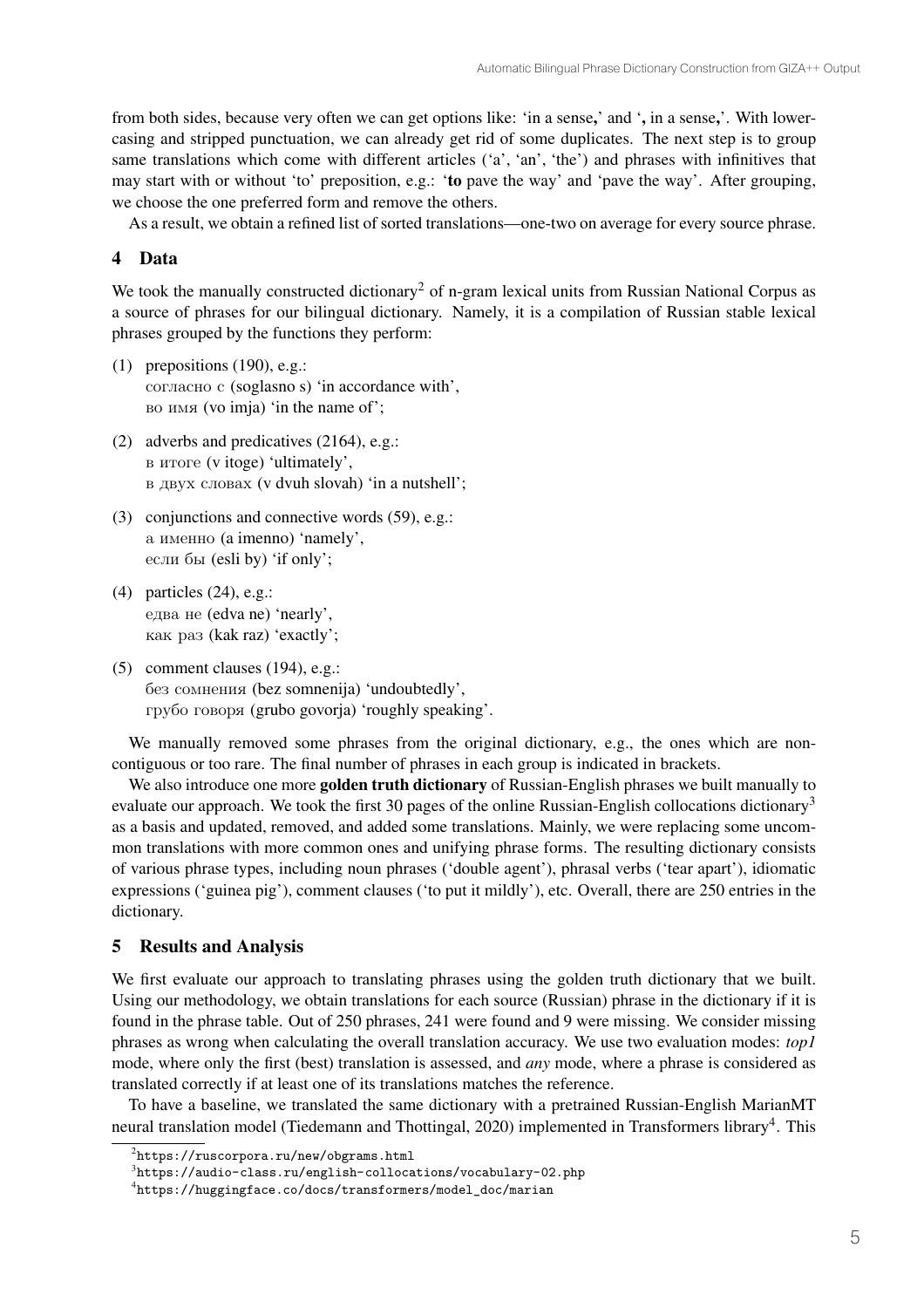from both sides, because very often we can get options like: 'in a sense**,**' and '**,** in a sense**,**'. With lower-casing and stripped punctuation, we can already get rid of some duplicates. The next step is to group same translations which come with different articles ('a', 'an', 'the') and phrases with infinitives that may start with or without 'to' preposition, e.g.: '**to** pave the way' and 'pave the way'. After grouping, we choose the one preferred form and remove the others.

As a result, we obtain a refined list of sorted translations—one-two on average for every source phrase.

## 4 Data

We took the manually constructed dictionary[2] of n-gram lexical units from Russian National Corpus as a source of phrases for our bilingual dictionary. Namely, it is a compilation of Russian stable lexical phrases grouped by the functions they perform:

(1) prepositions (190), e.g.:
согласно с (soglasno s) 'in accordance with',
во имя (vo imja) 'in the name of';

(2) adverbs and predicatives (2164), e.g.:
в итоге (v itoge) 'ultimately',
в двух словах (v dvuh slovah) 'in a nutshell';

(3) conjunctions and connective words (59), e.g.:
а именно (a imenno) 'namely',
если бы (esli by) 'if only';

(4) particles (24), e.g.:
едва не (edva ne) 'nearly',
как раз (kak raz) 'exactly';

(5) comment clauses (194), e.g.:
без сомнения (bez somnenija) 'undoubtedly',
грубо говоря (grubo govorja) 'roughly speaking'.

We manually removed some phrases from the original dictionary, e.g., the ones which are non-contiguous or too rare. The final number of phrases in each group is indicated in brackets.

We also introduce one more **golden truth dictionary** of Russian-English phrases we built manually to evaluate our approach. We took the first 30 pages of the online Russian-English collocations dictionary[3] as a basis and updated, removed, and added some translations. Mainly, we were replacing some uncommon translations with more common ones and unifying phrase forms. The resulting dictionary consists of various phrase types, including noun phrases ('double agent'), phrasal verbs ('tear apart'), idiomatic expressions ('guinea pig'), comment clauses ('to put it mildly'), etc. Overall, there are 250 entries in the dictionary.

## 5 Results and Analysis

We first evaluate our approach to translating phrases using the golden truth dictionary that we built. Using our methodology, we obtain translations for each source (Russian) phrase in the dictionary if it is found in the phrase table. Out of 250 phrases, 241 were found and 9 were missing. We consider missing phrases as wrong when calculating the overall translation accuracy. We use two evaluation modes: *top1* mode, where only the first (best) translation is assessed, and *any* mode, where a phrase is considered as translated correctly if at least one of its translations matches the reference.

To have a baseline, we translated the same dictionary with a pretrained Russian-English MarianMT neural translation model (Tiedemann and Thottingal, 2020) implemented in Transformers library[4]. This

[2] https://ruscorpora.ru/new/obgrams.html
[3] https://audio-class.ru/english-collocations/vocabulary-02.php
[4] https://huggingface.co/docs/transformers/model_doc/marian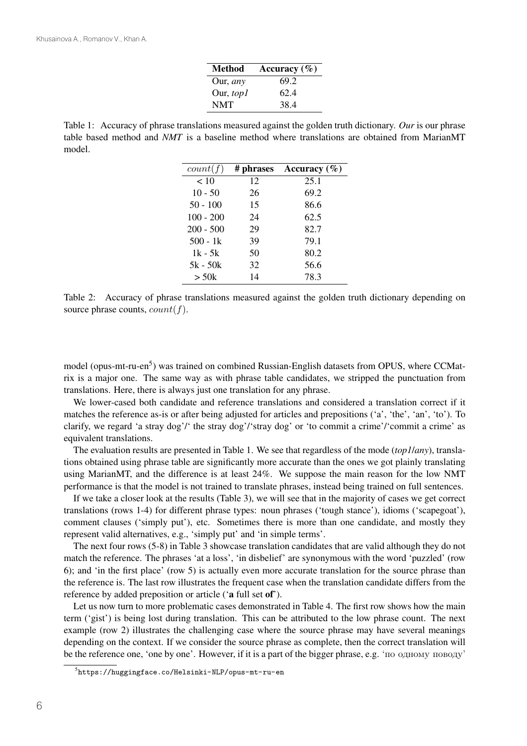| Method | Accuracy (%) |
|---|---|
| Our, *any* | 69.2 |
| Our, *top1* | 62.4 |
| NMT | 38.4 |

Table 1: Accuracy of phrase translations measured against the golden truth dictionary. *Our* is our phrase table based method and *NMT* is a baseline method where translations are obtained from MarianMT model.

| $count(f)$ | # phrases | Accuracy (%) |
|---|---|---|
| < 10 | 12 | 25.1 |
| 10 - 50 | 26 | 69.2 |
| 50 - 100 | 15 | 86.6 |
| 100 - 200 | 24 | 62.5 |
| 200 - 500 | 29 | 82.7 |
| 500 - 1k | 39 | 79.1 |
| 1k - 5k | 50 | 80.2 |
| 5k - 50k | 32 | 56.6 |
| > 50k | 14 | 78.3 |

Table 2: Accuracy of phrase translations measured against the golden truth dictionary depending on source phrase counts, $count(f)$.

model (opus-mt-ru-en[5]) was trained on combined Russian-English datasets from OPUS, where CCMatrix is a major one. The same way as with phrase table candidates, we stripped the punctuation from translations. Here, there is always just one translation for any phrase.

We lower-cased both candidate and reference translations and considered a translation correct if it matches the reference as-is or after being adjusted for articles and prepositions ('a', 'the', 'an', 'to'). To clarify, we regard 'a stray dog'/' the stray dog'/'stray dog' or 'to commit a crime'/'commit a crime' as equivalent translations.

The evaluation results are presented in Table 1. We see that regardless of the mode (*top1*/*any*), translations obtained using phrase table are significantly more accurate than the ones we got plainly translating using MarianMT, and the difference is at least 24%. We suppose the main reason for the low NMT performance is that the model is not trained to translate phrases, instead being trained on full sentences.

If we take a closer look at the results (Table 3), we will see that in the majority of cases we get correct translations (rows 1-4) for different phrase types: noun phrases ('tough stance'), idioms ('scapegoat'), comment clauses ('simply put'), etc. Sometimes there is more than one candidate, and mostly they represent valid alternatives, e.g., 'simply put' and 'in simple terms'.

The next four rows (5-8) in Table 3 showcase translation candidates that are valid although they do not match the reference. The phrases 'at a loss', 'in disbelief' are synonymous with the word 'puzzled' (row 6); and 'in the first place' (row 5) is actually even more accurate translation for the source phrase than the reference is. The last row illustrates the frequent case when the translation candidate differs from the reference by added preposition or article ('**a** full set **of**').

Let us now turn to more problematic cases demonstrated in Table 4. The first row shows how the main term ('gist') is being lost during translation. This can be attributed to the low phrase count. The next example (row 2) illustrates the challenging case where the source phrase may have several meanings depending on the context. If we consider the source phrase as complete, then the correct translation will be the reference one, 'one by one'. However, if it is a part of the bigger phrase, e.g. 'по одному поводу'

[5]https://huggingface.co/Helsinki-NLP/opus-mt-ru-en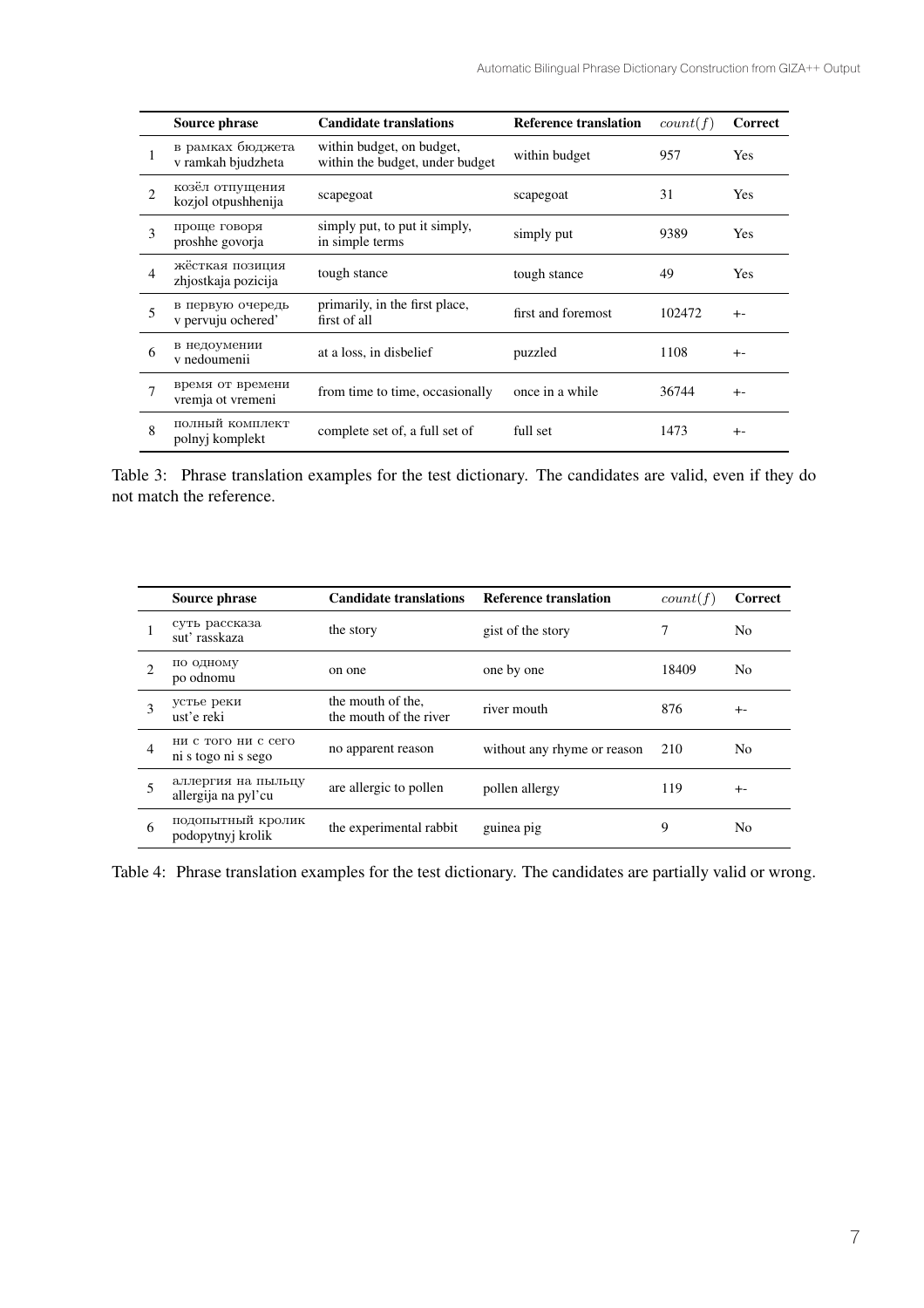|  | Source phrase | Candidate translations | Reference translation | $count(f)$ | Correct |
|---|---|---|---|---|---|
| 1 | в рамках бюджета v ramkah bjudzheta | within budget, on budget, within the budget, under budget | within budget | 957 | Yes |
| 2 | козёл отпущения kozjol otpushhenija | scapegoat | scapegoat | 31 | Yes |
| 3 | проще говоря proshhe govorja | simply put, to put it simply, in simple terms | simply put | 9389 | Yes |
| 4 | жёсткая позиция zhjostkaja pozicija | tough stance | tough stance | 49 | Yes |
| 5 | в первую очередь v pervuju ochered' | primarily, in the first place, first of all | first and foremost | 102472 | +- |
| 6 | в недоумении v nedoumenii | at a loss, in disbelief | puzzled | 1108 | +- |
| 7 | время от времени vremja ot vremeni | from time to time, occasionally | once in a while | 36744 | +- |
| 8 | полный комплект polnyj komplekt | complete set of, a full set of | full set | 1473 | +- |

Table 3: Phrase translation examples for the test dictionary. The candidates are valid, even if they do not match the reference.

|  | Source phrase | Candidate translations | Reference translation | $count(f)$ | Correct |
|---|---|---|---|---|---|
| 1 | суть рассказа sut' rasskaza | the story | gist of the story | 7 | No |
| 2 | по одному po odnomu | on one | one by one | 18409 | No |
| 3 | устье реки ust'e reki | the mouth of the, the mouth of the river | river mouth | 876 | +- |
| 4 | ни с того ни с сего ni s togo ni s sego | no apparent reason | without any rhyme or reason | 210 | No |
| 5 | аллергия на пыльцу allergija na pyl'cu | are allergic to pollen | pollen allergy | 119 | +- |
| 6 | подопытный кролик podopytnyj krolik | the experimental rabbit | guinea pig | 9 | No |

Table 4: Phrase translation examples for the test dictionary. The candidates are partially valid or wrong.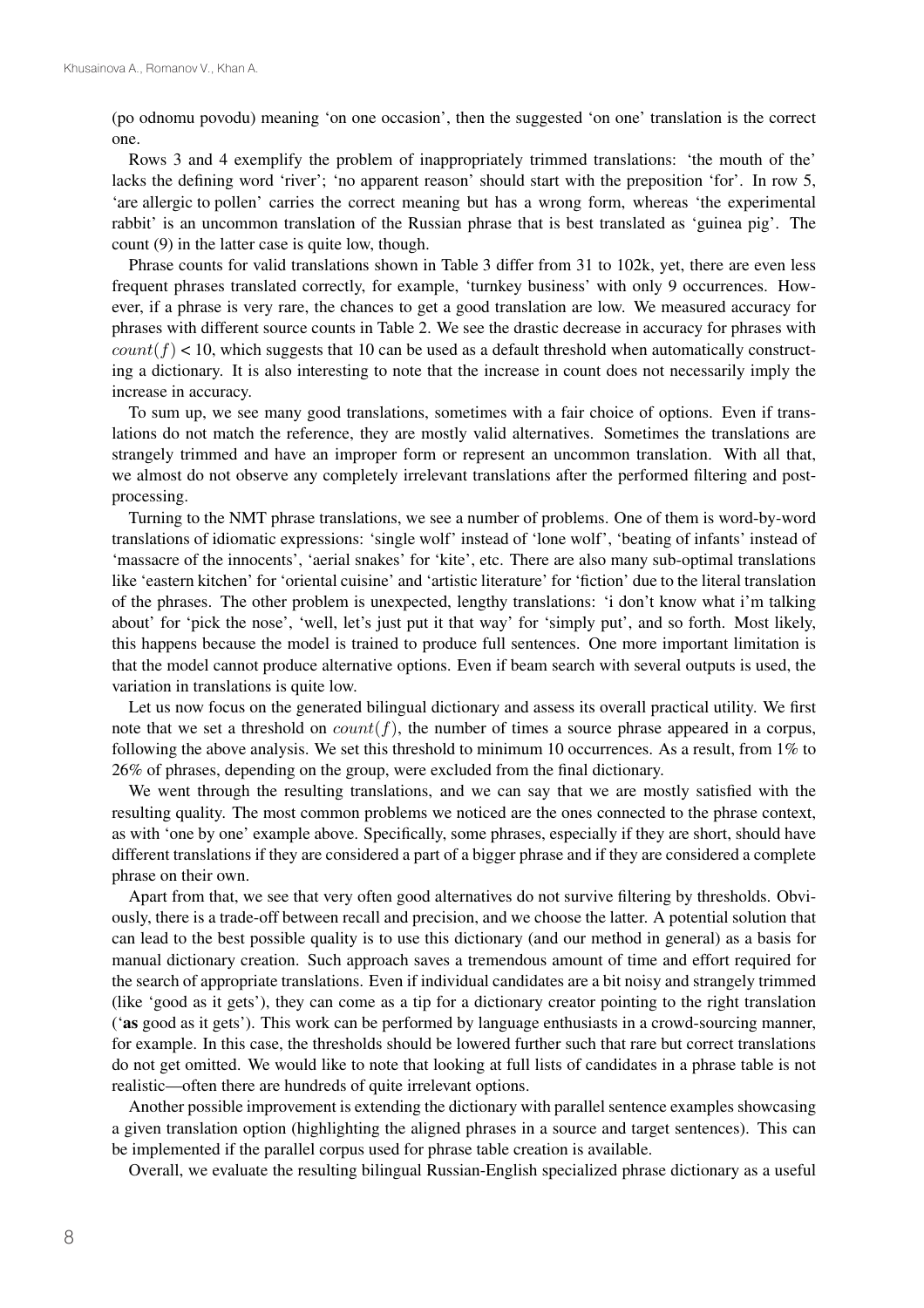(po odnomu povodu) meaning ‘on one occasion’, then the suggested ‘on one’ translation is the correct one.

Rows 3 and 4 exemplify the problem of inappropriately trimmed translations: ‘the mouth of the’ lacks the defining word ‘river’; ‘no apparent reason’ should start with the preposition ‘for’. In row 5, ‘are allergic to pollen’ carries the correct meaning but has a wrong form, whereas ‘the experimental rabbit’ is an uncommon translation of the Russian phrase that is best translated as ‘guinea pig’. The count (9) in the latter case is quite low, though.

Phrase counts for valid translations shown in Table 3 differ from 31 to 102k, yet, there are even less frequent phrases translated correctly, for example, ‘turnkey business’ with only 9 occurrences. However, if a phrase is very rare, the chances to get a good translation are low. We measured accuracy for phrases with different source counts in Table 2. We see the drastic decrease in accuracy for phrases with $count(f) < 10$, which suggests that 10 can be used as a default threshold when automatically constructing a dictionary. It is also interesting to note that the increase in count does not necessarily imply the increase in accuracy.

To sum up, we see many good translations, sometimes with a fair choice of options. Even if translations do not match the reference, they are mostly valid alternatives. Sometimes the translations are strangely trimmed and have an improper form or represent an uncommon translation. With all that, we almost do not observe any completely irrelevant translations after the performed filtering and post-processing.

Turning to the NMT phrase translations, we see a number of problems. One of them is word-by-word translations of idiomatic expressions: ‘single wolf’ instead of ‘lone wolf’, ‘beating of infants’ instead of ‘massacre of the innocents’, ‘aerial snakes’ for ‘kite’, etc. There are also many sub-optimal translations like ‘eastern kitchen’ for ‘oriental cuisine’ and ‘artistic literature’ for ‘fiction’ due to the literal translation of the phrases. The other problem is unexpected, lengthy translations: ‘i don’t know what i’m talking about’ for ‘pick the nose’, ‘well, let’s just put it that way’ for ‘simply put’, and so forth. Most likely, this happens because the model is trained to produce full sentences. One more important limitation is that the model cannot produce alternative options. Even if beam search with several outputs is used, the variation in translations is quite low.

Let us now focus on the generated bilingual dictionary and assess its overall practical utility. We first note that we set a threshold on $count(f)$, the number of times a source phrase appeared in a corpus, following the above analysis. We set this threshold to minimum 10 occurrences. As a result, from 1% to 26% of phrases, depending on the group, were excluded from the final dictionary.

We went through the resulting translations, and we can say that we are mostly satisfied with the resulting quality. The most common problems we noticed are the ones connected to the phrase context, as with ‘one by one’ example above. Specifically, some phrases, especially if they are short, should have different translations if they are considered a part of a bigger phrase and if they are considered a complete phrase on their own.

Apart from that, we see that very often good alternatives do not survive filtering by thresholds. Obviously, there is a trade-off between recall and precision, and we choose the latter. A potential solution that can lead to the best possible quality is to use this dictionary (and our method in general) as a basis for manual dictionary creation. Such approach saves a tremendous amount of time and effort required for the search of appropriate translations. Even if individual candidates are a bit noisy and strangely trimmed (like ‘good as it gets’), they can come as a tip for a dictionary creator pointing to the right translation (‘**as** good as it gets’). This work can be performed by language enthusiasts in a crowd-sourcing manner, for example. In this case, the thresholds should be lowered further such that rare but correct translations do not get omitted. We would like to note that looking at full lists of candidates in a phrase table is not realistic—often there are hundreds of quite irrelevant options.

Another possible improvement is extending the dictionary with parallel sentence examples showcasing a given translation option (highlighting the aligned phrases in a source and target sentences). This can be implemented if the parallel corpus used for phrase table creation is available.

Overall, we evaluate the resulting bilingual Russian-English specialized phrase dictionary as a useful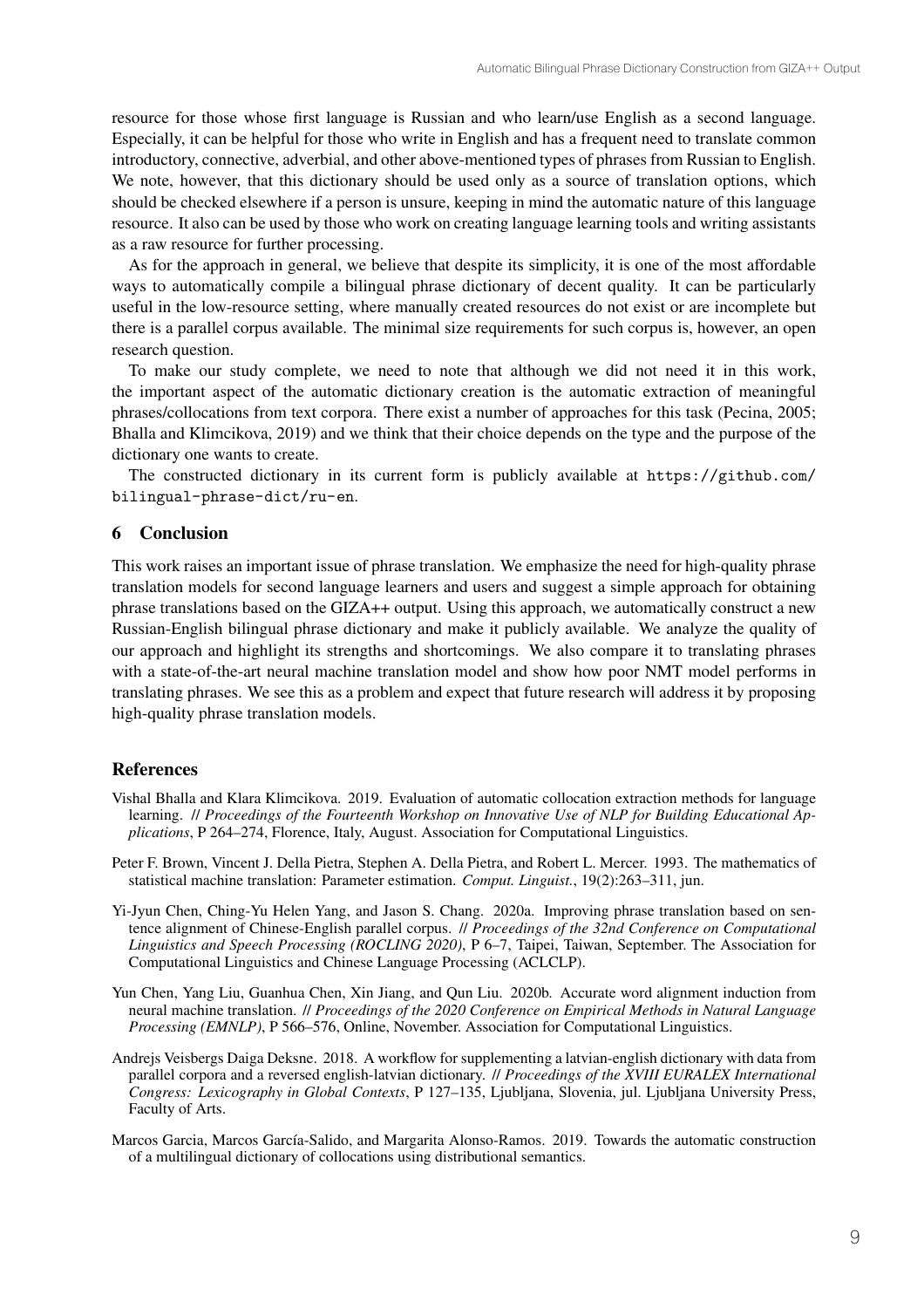resource for those whose first language is Russian and who learn/use English as a second language. Especially, it can be helpful for those who write in English and has a frequent need to translate common introductory, connective, adverbial, and other above-mentioned types of phrases from Russian to English. We note, however, that this dictionary should be used only as a source of translation options, which should be checked elsewhere if a person is unsure, keeping in mind the automatic nature of this language resource. It also can be used by those who work on creating language learning tools and writing assistants as a raw resource for further processing.

As for the approach in general, we believe that despite its simplicity, it is one of the most affordable ways to automatically compile a bilingual phrase dictionary of decent quality. It can be particularly useful in the low-resource setting, where manually created resources do not exist or are incomplete but there is a parallel corpus available. The minimal size requirements for such corpus is, however, an open research question.

To make our study complete, we need to note that although we did not need it in this work, the important aspect of the automatic dictionary creation is the automatic extraction of meaningful phrases/collocations from text corpora. There exist a number of approaches for this task (Pecina, 2005; Bhalla and Klimcikova, 2019) and we think that their choice depends on the type and the purpose of the dictionary one wants to create.

The constructed dictionary in its current form is publicly available at `https://github.com/bilingual-phrase-dict/ru-en`.

## 6 Conclusion

This work raises an important issue of phrase translation. We emphasize the need for high-quality phrase translation models for second language learners and users and suggest a simple approach for obtaining phrase translations based on the GIZA++ output. Using this approach, we automatically construct a new Russian-English bilingual phrase dictionary and make it publicly available. We analyze the quality of our approach and highlight its strengths and shortcomings. We also compare it to translating phrases with a state-of-the-art neural machine translation model and show how poor NMT model performs in translating phrases. We see this as a problem and expect that future research will address it by proposing high-quality phrase translation models.

## References

Vishal Bhalla and Klara Klimcikova. 2019. Evaluation of automatic collocation extraction methods for language learning. // *Proceedings of the Fourteenth Workshop on Innovative Use of NLP for Building Educational Applications*, P 264–274, Florence, Italy, August. Association for Computational Linguistics.

Peter F. Brown, Vincent J. Della Pietra, Stephen A. Della Pietra, and Robert L. Mercer. 1993. The mathematics of statistical machine translation: Parameter estimation. *Comput. Linguist.*, 19(2):263–311, jun.

Yi-Jyun Chen, Ching-Yu Helen Yang, and Jason S. Chang. 2020a. Improving phrase translation based on sentence alignment of Chinese-English parallel corpus. // *Proceedings of the 32nd Conference on Computational Linguistics and Speech Processing (ROCLING 2020)*, P 6–7, Taipei, Taiwan, September. The Association for Computational Linguistics and Chinese Language Processing (ACLCLP).

Yun Chen, Yang Liu, Guanhua Chen, Xin Jiang, and Qun Liu. 2020b. Accurate word alignment induction from neural machine translation. // *Proceedings of the 2020 Conference on Empirical Methods in Natural Language Processing (EMNLP)*, P 566–576, Online, November. Association for Computational Linguistics.

Andrejs Veisbergs Daiga Deksne. 2018. A workflow for supplementing a latvian-english dictionary with data from parallel corpora and a reversed english-latvian dictionary. // *Proceedings of the XVIII EURALEX International Congress: Lexicography in Global Contexts*, P 127–135, Ljubljana, Slovenia, jul. Ljubljana University Press, Faculty of Arts.

Marcos Garcia, Marcos García-Salido, and Margarita Alonso-Ramos. 2019. Towards the automatic construction of a multilingual dictionary of collocations using distributional semantics.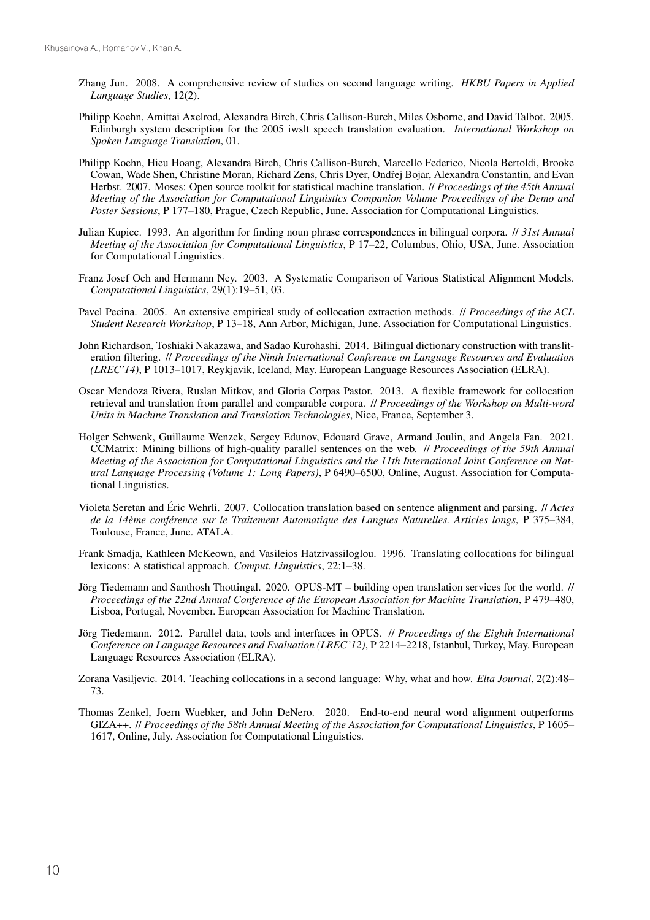Zhang Jun. 2008. A comprehensive review of studies on second language writing. *HKBU Papers in Applied Language Studies*, 12(2).

Philipp Koehn, Amittai Axelrod, Alexandra Birch, Chris Callison-Burch, Miles Osborne, and David Talbot. 2005. Edinburgh system description for the 2005 iwslt speech translation evaluation. *International Workshop on Spoken Language Translation*, 01.

Philipp Koehn, Hieu Hoang, Alexandra Birch, Chris Callison-Burch, Marcello Federico, Nicola Bertoldi, Brooke Cowan, Wade Shen, Christine Moran, Richard Zens, Chris Dyer, Ondřej Bojar, Alexandra Constantin, and Evan Herbst. 2007. Moses: Open source toolkit for statistical machine translation. // *Proceedings of the 45th Annual Meeting of the Association for Computational Linguistics Companion Volume Proceedings of the Demo and Poster Sessions*, P 177–180, Prague, Czech Republic, June. Association for Computational Linguistics.

Julian Kupiec. 1993. An algorithm for finding noun phrase correspondences in bilingual corpora. // *31st Annual Meeting of the Association for Computational Linguistics*, P 17–22, Columbus, Ohio, USA, June. Association for Computational Linguistics.

Franz Josef Och and Hermann Ney. 2003. A Systematic Comparison of Various Statistical Alignment Models. *Computational Linguistics*, 29(1):19–51, 03.

Pavel Pecina. 2005. An extensive empirical study of collocation extraction methods. // *Proceedings of the ACL Student Research Workshop*, P 13–18, Ann Arbor, Michigan, June. Association for Computational Linguistics.

John Richardson, Toshiaki Nakazawa, and Sadao Kurohashi. 2014. Bilingual dictionary construction with transliteration filtering. // *Proceedings of the Ninth International Conference on Language Resources and Evaluation (LREC'14)*, P 1013–1017, Reykjavik, Iceland, May. European Language Resources Association (ELRA).

Oscar Mendoza Rivera, Ruslan Mitkov, and Gloria Corpas Pastor. 2013. A flexible framework for collocation retrieval and translation from parallel and comparable corpora. // *Proceedings of the Workshop on Multi-word Units in Machine Translation and Translation Technologies*, Nice, France, September 3.

Holger Schwenk, Guillaume Wenzek, Sergey Edunov, Edouard Grave, Armand Joulin, and Angela Fan. 2021. CCMatrix: Mining billions of high-quality parallel sentences on the web. // *Proceedings of the 59th Annual Meeting of the Association for Computational Linguistics and the 11th International Joint Conference on Natural Language Processing (Volume 1: Long Papers)*, P 6490–6500, Online, August. Association for Computational Linguistics.

Violeta Seretan and Éric Wehrli. 2007. Collocation translation based on sentence alignment and parsing. // *Actes de la 14ème conférence sur le Traitement Automatique des Langues Naturelles. Articles longs*, P 375–384, Toulouse, France, June. ATALA.

Frank Smadja, Kathleen McKeown, and Vasileios Hatzivassiloglou. 1996. Translating collocations for bilingual lexicons: A statistical approach. *Comput. Linguistics*, 22:1–38.

Jörg Tiedemann and Santhosh Thottingal. 2020. OPUS-MT – building open translation services for the world. // *Proceedings of the 22nd Annual Conference of the European Association for Machine Translation*, P 479–480, Lisboa, Portugal, November. European Association for Machine Translation.

Jörg Tiedemann. 2012. Parallel data, tools and interfaces in OPUS. // *Proceedings of the Eighth International Conference on Language Resources and Evaluation (LREC'12)*, P 2214–2218, Istanbul, Turkey, May. European Language Resources Association (ELRA).

Zorana Vasiljevic. 2014. Teaching collocations in a second language: Why, what and how. *Elta Journal*, 2(2):48–73.

Thomas Zenkel, Joern Wuebker, and John DeNero. 2020. End-to-end neural word alignment outperforms GIZA++. // *Proceedings of the 58th Annual Meeting of the Association for Computational Linguistics*, P 1605–1617, Online, July. Association for Computational Linguistics.